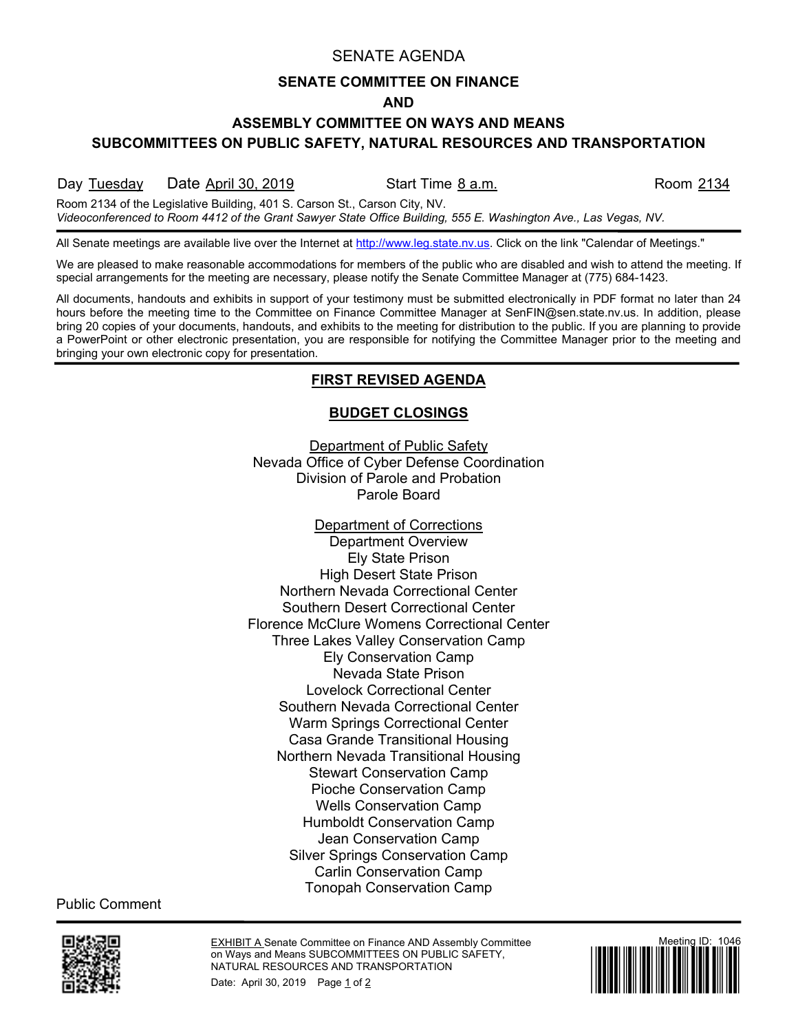# SENATE AGENDA

## SENATE COMMITTEE ON FINANCE

## AND

## ASSEMBLY COMMITTEE ON WAYS AND MEANS

## SUBCOMMITTEES ON PUBLIC SAFETY, NATURAL RESOURCES AND TRANSPORTATION

Day Tuesday  Date April 30, 2019  Start Time 8 a.m.  Room 2134

Room 2134 of the Legislative Building, 401 S. Carson St., Carson City, NV.
*Videoconferenced to Room 4412 of the Grant Sawyer State Office Building, 555 E. Washington Ave., Las Vegas, NV.*

---

All Senate meetings are available live over the Internet at http://www.leg.state.nv.us. Click on the link "Calendar of Meetings."

We are pleased to make reasonable accommodations for members of the public who are disabled and wish to attend the meeting. If special arrangements for the meeting are necessary, please notify the Senate Committee Manager at (775) 684-1423.

All documents, handouts and exhibits in support of your testimony must be submitted electronically in PDF format no later than 24 hours before the meeting time to the Committee on Finance Committee Manager at SenFIN@sen.state.nv.us. In addition, please bring 20 copies of your documents, handouts, and exhibits to the meeting for distribution to the public. If you are planning to provide a PowerPoint or other electronic presentation, you are responsible for notifying the Committee Manager prior to the meeting and bringing your own electronic copy for presentation.

---

### FIRST REVISED AGENDA

### BUDGET CLOSINGS

Department of Public Safety
Nevada Office of Cyber Defense Coordination
Division of Parole and Probation
Parole Board

Department of Corrections
Department Overview
Ely State Prison
High Desert State Prison
Northern Nevada Correctional Center
Southern Desert Correctional Center
Florence McClure Womens Correctional Center
Three Lakes Valley Conservation Camp
Ely Conservation Camp
Nevada State Prison
Lovelock Correctional Center
Southern Nevada Correctional Center
Warm Springs Correctional Center
Casa Grande Transitional Housing
Northern Nevada Transitional Housing
Stewart Conservation Camp
Pioche Conservation Camp
Wells Conservation Camp
Humboldt Conservation Camp
Jean Conservation Camp
Silver Springs Conservation Camp
Carlin Conservation Camp
Tonopah Conservation Camp

Public Comment

---

EXHIBIT A Senate Committee on Finance AND Assembly Committee on Ways and Means SUBCOMMITTEES ON PUBLIC SAFETY, NATURAL RESOURCES AND TRANSPORTATION
Date: April 30, 2019

Meeting ID: 1046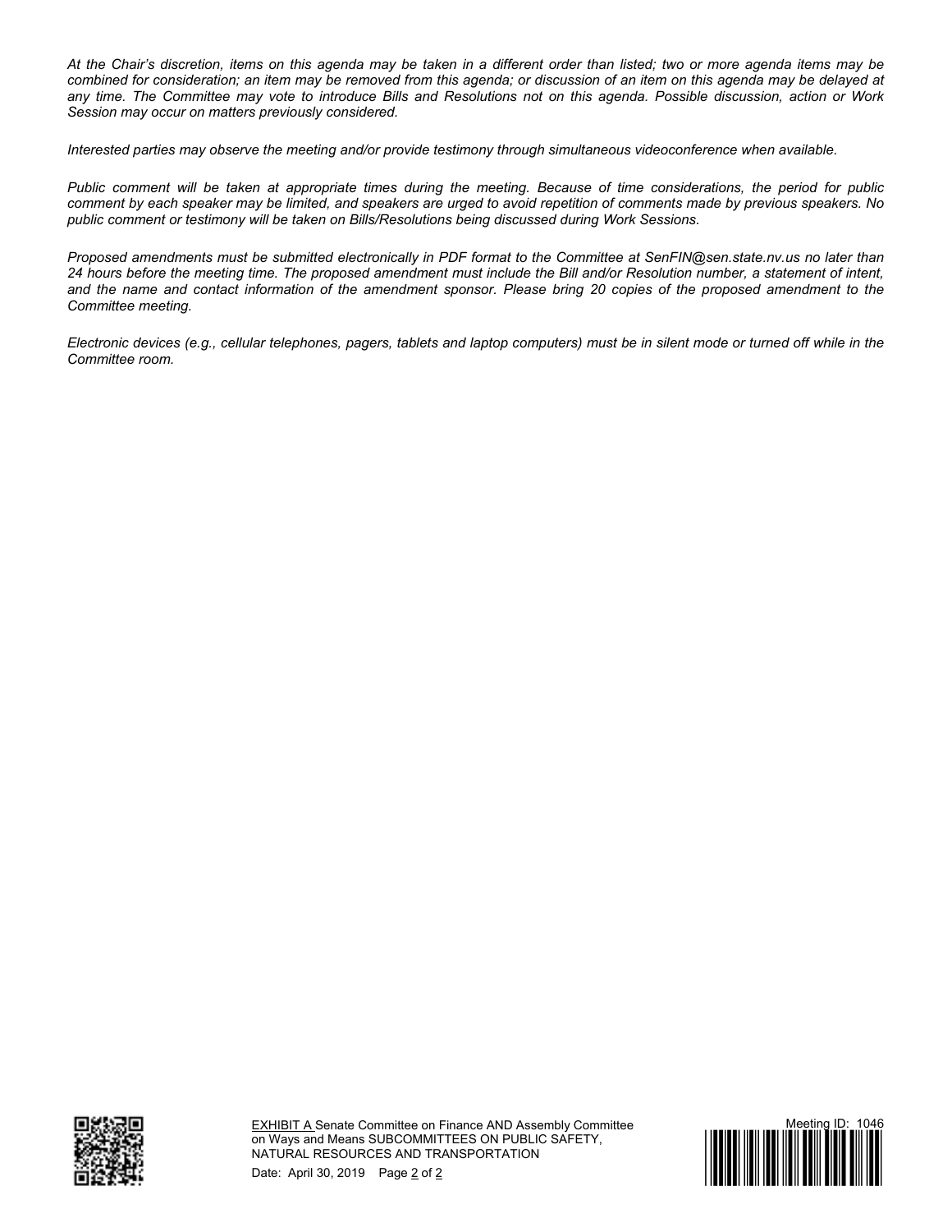*At the Chair's discretion, items on this agenda may be taken in a different order than listed; two or more agenda items may be combined for consideration; an item may be removed from this agenda; or discussion of an item on this agenda may be delayed at any time. The Committee may vote to introduce Bills and Resolutions not on this agenda. Possible discussion, action or Work Session may occur on matters previously considered.*

*Interested parties may observe the meeting and/or provide testimony through simultaneous videoconference when available.*

*Public comment will be taken at appropriate times during the meeting. Because of time considerations, the period for public comment by each speaker may be limited, and speakers are urged to avoid repetition of comments made by previous speakers. No public comment or testimony will be taken on Bills/Resolutions being discussed during Work Sessions.*

*Proposed amendments must be submitted electronically in PDF format to the Committee at SenFIN@sen.state.nv.us no later than 24 hours before the meeting time. The proposed amendment must include the Bill and/or Resolution number, a statement of intent, and the name and contact information of the amendment sponsor. Please bring 20 copies of the proposed amendment to the Committee meeting.*

*Electronic devices (e.g., cellular telephones, pagers, tablets and laptop computers) must be in silent mode or turned off while in the Committee room.*